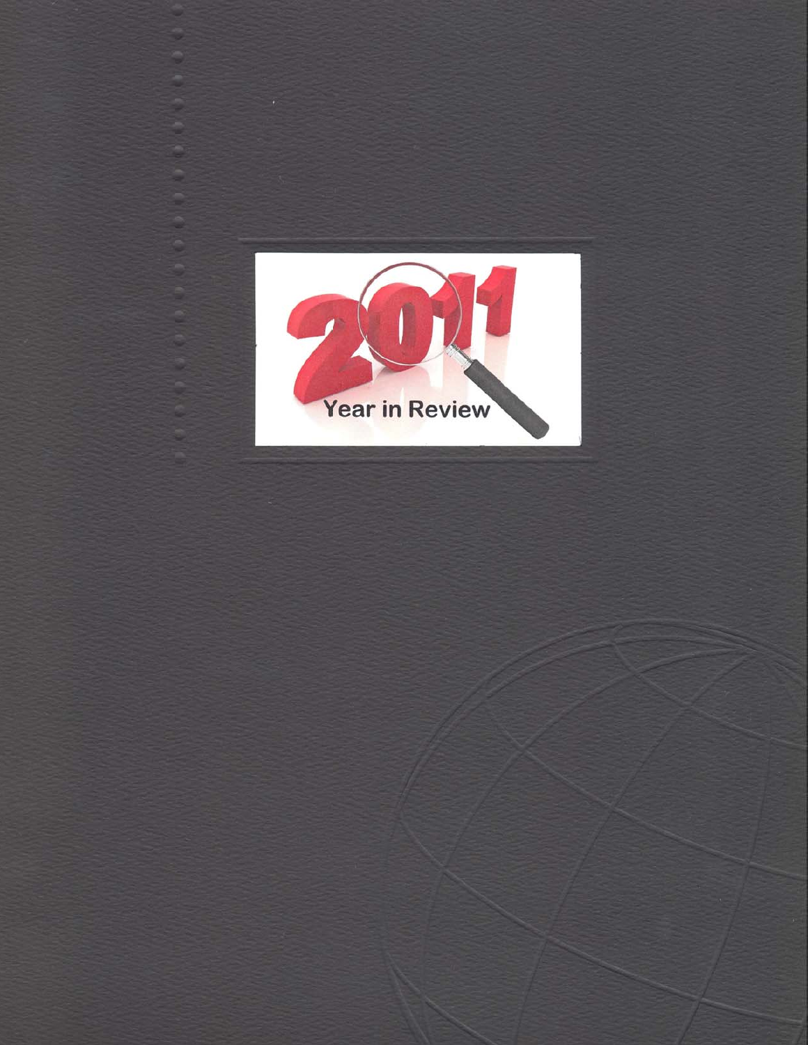# 2011 Year in Review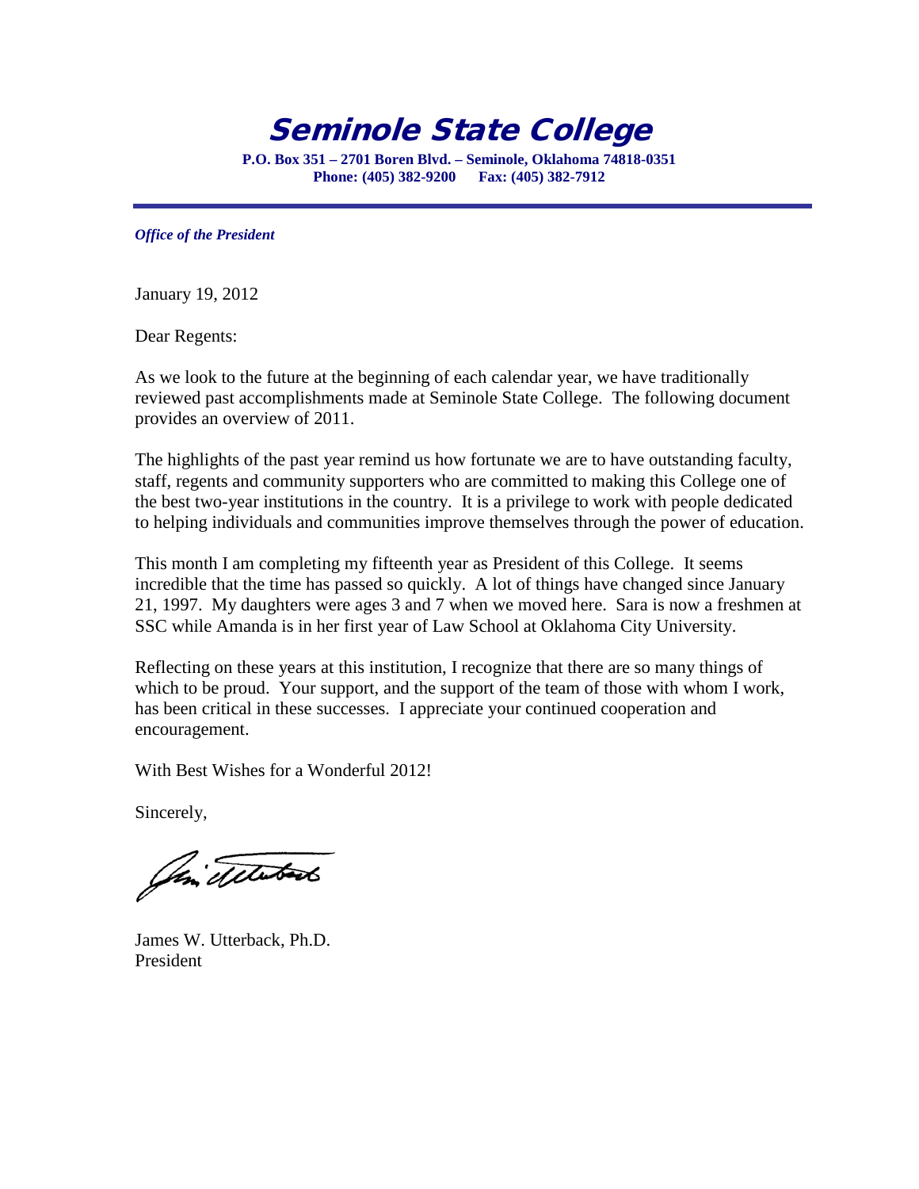# Seminole State College

**P.O. Box 351 – 2701 Boren Blvd. – Seminole, Oklahoma 74818-0351**
**Phone: (405) 382-9200 Fax: (405) 382-7912**

---

***Office of the President***

January 19, 2012

Dear Regents:

As we look to the future at the beginning of each calendar year, we have traditionally reviewed past accomplishments made at Seminole State College. The following document provides an overview of 2011.

The highlights of the past year remind us how fortunate we are to have outstanding faculty, staff, regents and community supporters who are committed to making this College one of the best two-year institutions in the country. It is a privilege to work with people dedicated to helping individuals and communities improve themselves through the power of education.

This month I am completing my fifteenth year as President of this College. It seems incredible that the time has passed so quickly. A lot of things have changed since January 21, 1997. My daughters were ages 3 and 7 when we moved here. Sara is now a freshmen at SSC while Amanda is in her first year of Law School at Oklahoma City University.

Reflecting on these years at this institution, I recognize that there are so many things of which to be proud. Your support, and the support of the team of those with whom I work, has been critical in these successes. I appreciate your continued cooperation and encouragement.

With Best Wishes for a Wonderful 2012!

Sincerely,

James W. Utterback, Ph.D.
President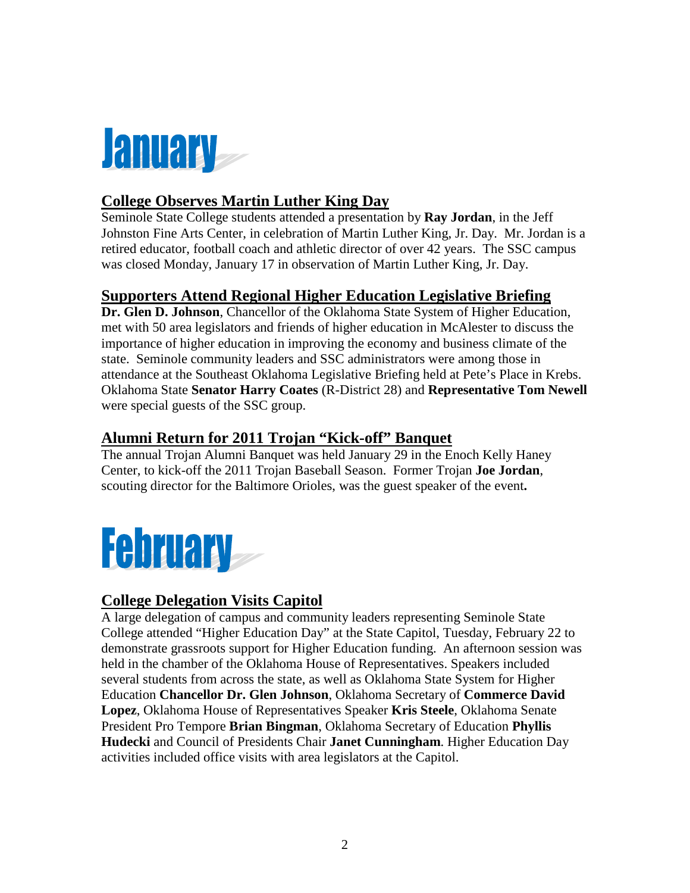# January

## College Observes Martin Luther King Day

Seminole State College students attended a presentation by **Ray Jordan**, in the Jeff Johnston Fine Arts Center, in celebration of Martin Luther King, Jr. Day. Mr. Jordan is a retired educator, football coach and athletic director of over 42 years. The SSC campus was closed Monday, January 17 in observation of Martin Luther King, Jr. Day.

## Supporters Attend Regional Higher Education Legislative Briefing

**Dr. Glen D. Johnson**, Chancellor of the Oklahoma State System of Higher Education, met with 50 area legislators and friends of higher education in McAlester to discuss the importance of higher education in improving the economy and business climate of the state. Seminole community leaders and SSC administrators were among those in attendance at the Southeast Oklahoma Legislative Briefing held at Pete's Place in Krebs. Oklahoma State **Senator Harry Coates** (R-District 28) and **Representative Tom Newell** were special guests of the SSC group.

## Alumni Return for 2011 Trojan "Kick-off" Banquet

The annual Trojan Alumni Banquet was held January 29 in the Enoch Kelly Haney Center, to kick-off the 2011 Trojan Baseball Season. Former Trojan **Joe Jordan**, scouting director for the Baltimore Orioles, was the guest speaker of the event**.**

# February

## College Delegation Visits Capitol

A large delegation of campus and community leaders representing Seminole State College attended "Higher Education Day" at the State Capitol, Tuesday, February 22 to demonstrate grassroots support for Higher Education funding. An afternoon session was held in the chamber of the Oklahoma House of Representatives. Speakers included several students from across the state, as well as Oklahoma State System for Higher Education **Chancellor Dr. Glen Johnson**, Oklahoma Secretary of **Commerce David Lopez**, Oklahoma House of Representatives Speaker **Kris Steele**, Oklahoma Senate President Pro Tempore **Brian Bingman**, Oklahoma Secretary of Education **Phyllis Hudecki** and Council of Presidents Chair **Janet Cunningham**. Higher Education Day activities included office visits with area legislators at the Capitol.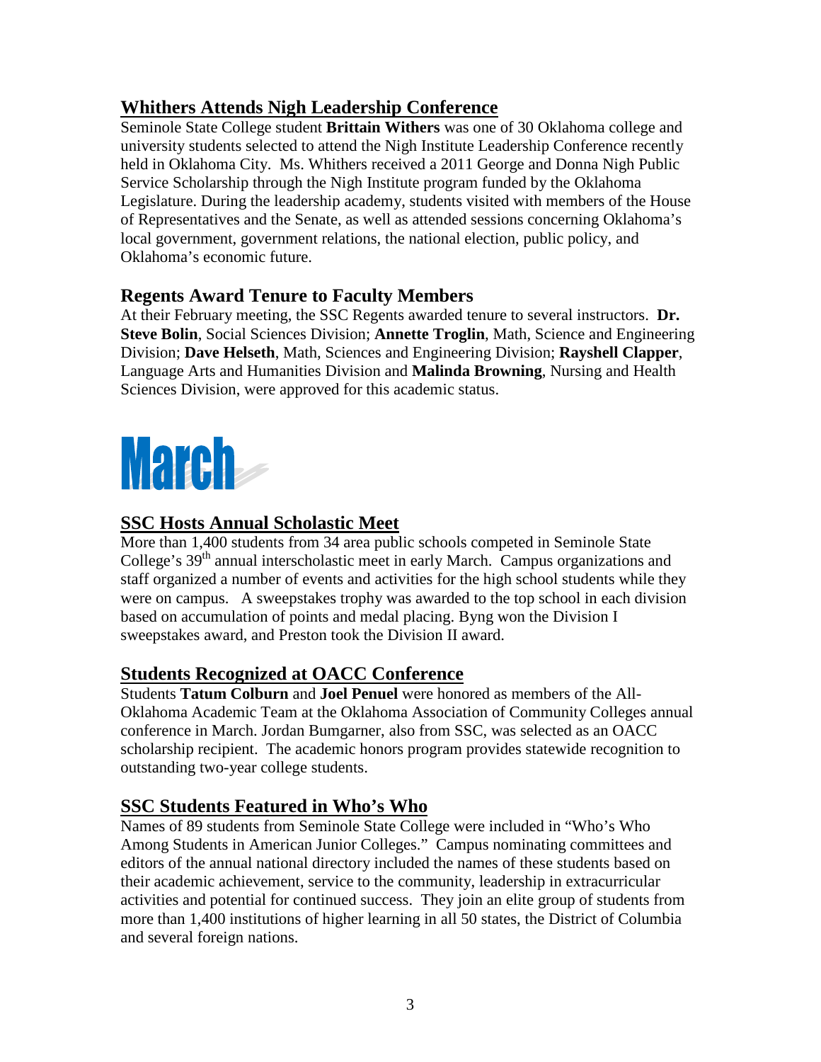## Whithers Attends Nigh Leadership Conference

Seminole State College student **Brittain Withers** was one of 30 Oklahoma college and university students selected to attend the Nigh Institute Leadership Conference recently held in Oklahoma City. Ms. Whithers received a 2011 George and Donna Nigh Public Service Scholarship through the Nigh Institute program funded by the Oklahoma Legislature. During the leadership academy, students visited with members of the House of Representatives and the Senate, as well as attended sessions concerning Oklahoma's local government, government relations, the national election, public policy, and Oklahoma's economic future.

## Regents Award Tenure to Faculty Members

At their February meeting, the SSC Regents awarded tenure to several instructors. **Dr. Steve Bolin**, Social Sciences Division; **Annette Troglin**, Math, Science and Engineering Division; **Dave Helseth**, Math, Sciences and Engineering Division; **Rayshell Clapper**, Language Arts and Humanities Division and **Malinda Browning**, Nursing and Health Sciences Division, were approved for this academic status.

# March

## SSC Hosts Annual Scholastic Meet

More than 1,400 students from 34 area public schools competed in Seminole State College's 39th annual interscholastic meet in early March. Campus organizations and staff organized a number of events and activities for the high school students while they were on campus. A sweepstakes trophy was awarded to the top school in each division based on accumulation of points and medal placing. Byng won the Division I sweepstakes award, and Preston took the Division II award.

## Students Recognized at OACC Conference

Students **Tatum Colburn** and **Joel Penuel** were honored as members of the All-Oklahoma Academic Team at the Oklahoma Association of Community Colleges annual conference in March. Jordan Bumgarner, also from SSC, was selected as an OACC scholarship recipient. The academic honors program provides statewide recognition to outstanding two-year college students.

## SSC Students Featured in Who's Who

Names of 89 students from Seminole State College were included in "Who's Who Among Students in American Junior Colleges." Campus nominating committees and editors of the annual national directory included the names of these students based on their academic achievement, service to the community, leadership in extracurricular activities and potential for continued success. They join an elite group of students from more than 1,400 institutions of higher learning in all 50 states, the District of Columbia and several foreign nations.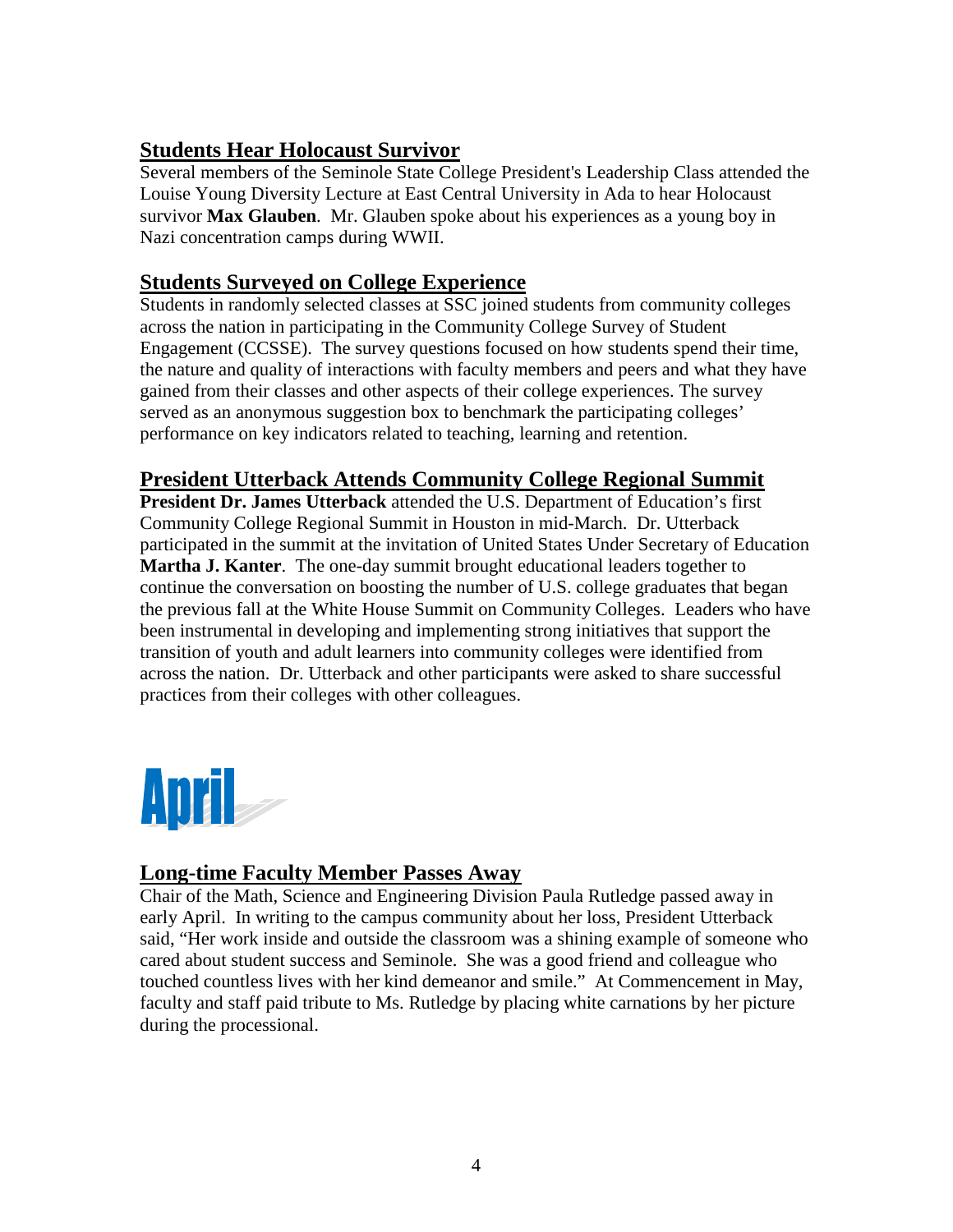## Students Hear Holocaust Survivor

Several members of the Seminole State College President's Leadership Class attended the Louise Young Diversity Lecture at East Central University in Ada to hear Holocaust survivor **Max Glauben**. Mr. Glauben spoke about his experiences as a young boy in Nazi concentration camps during WWII.

## Students Surveyed on College Experience

Students in randomly selected classes at SSC joined students from community colleges across the nation in participating in the Community College Survey of Student Engagement (CCSSE). The survey questions focused on how students spend their time, the nature and quality of interactions with faculty members and peers and what they have gained from their classes and other aspects of their college experiences. The survey served as an anonymous suggestion box to benchmark the participating colleges' performance on key indicators related to teaching, learning and retention.

## President Utterback Attends Community College Regional Summit

**President Dr. James Utterback** attended the U.S. Department of Education's first Community College Regional Summit in Houston in mid-March. Dr. Utterback participated in the summit at the invitation of United States Under Secretary of Education **Martha J. Kanter**. The one-day summit brought educational leaders together to continue the conversation on boosting the number of U.S. college graduates that began the previous fall at the White House Summit on Community Colleges. Leaders who have been instrumental in developing and implementing strong initiatives that support the transition of youth and adult learners into community colleges were identified from across the nation. Dr. Utterback and other participants were asked to share successful practices from their colleges with other colleagues.

# April

## Long-time Faculty Member Passes Away

Chair of the Math, Science and Engineering Division Paula Rutledge passed away in early April. In writing to the campus community about her loss, President Utterback said, "Her work inside and outside the classroom was a shining example of someone who cared about student success and Seminole. She was a good friend and colleague who touched countless lives with her kind demeanor and smile." At Commencement in May, faculty and staff paid tribute to Ms. Rutledge by placing white carnations by her picture during the processional.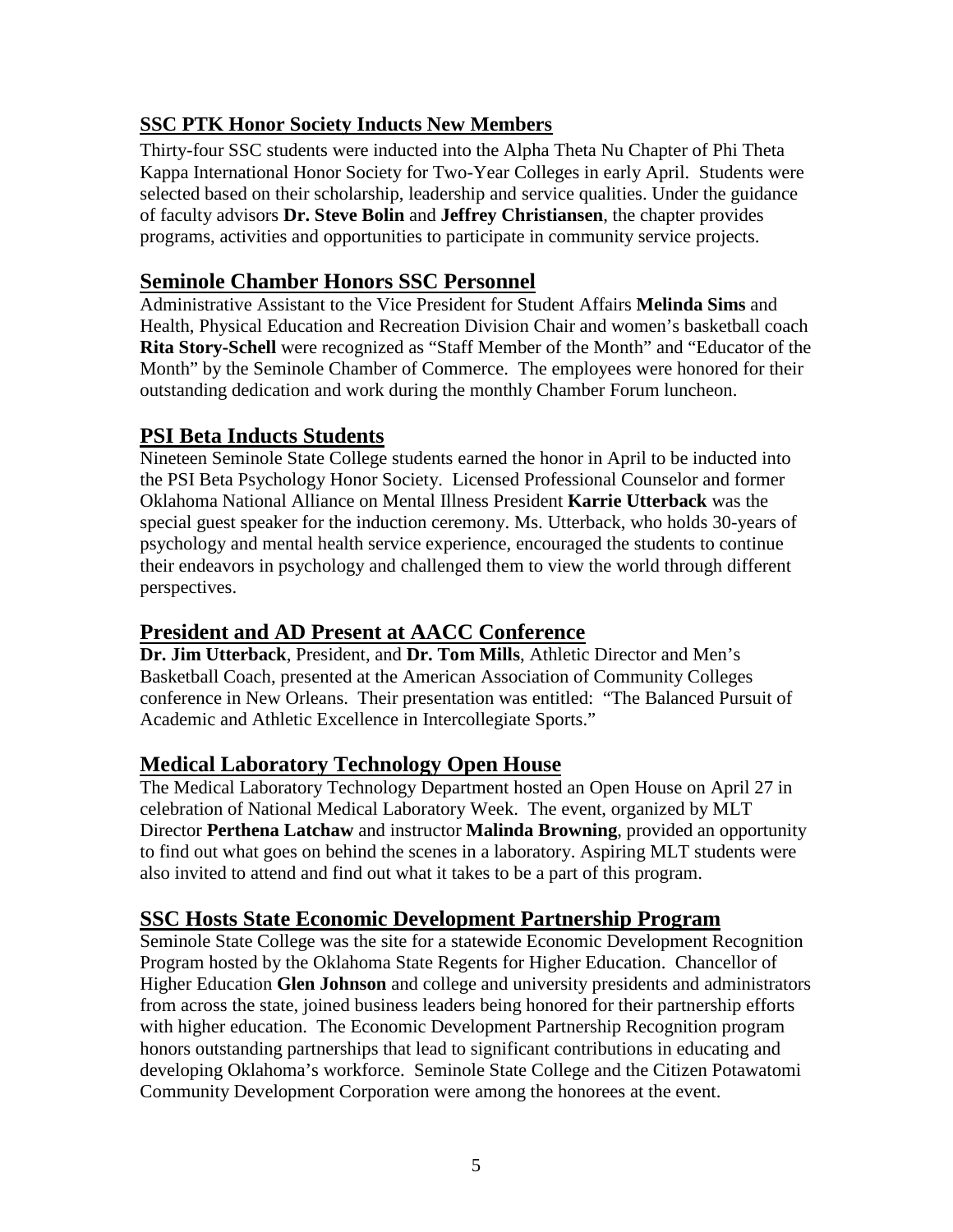## SSC PTK Honor Society Inducts New Members

Thirty-four SSC students were inducted into the Alpha Theta Nu Chapter of Phi Theta Kappa International Honor Society for Two-Year Colleges in early April. Students were selected based on their scholarship, leadership and service qualities. Under the guidance of faculty advisors **Dr. Steve Bolin** and **Jeffrey Christiansen**, the chapter provides programs, activities and opportunities to participate in community service projects.

## Seminole Chamber Honors SSC Personnel

Administrative Assistant to the Vice President for Student Affairs **Melinda Sims** and Health, Physical Education and Recreation Division Chair and women's basketball coach **Rita Story-Schell** were recognized as "Staff Member of the Month" and "Educator of the Month" by the Seminole Chamber of Commerce. The employees were honored for their outstanding dedication and work during the monthly Chamber Forum luncheon.

## PSI Beta Inducts Students

Nineteen Seminole State College students earned the honor in April to be inducted into the PSI Beta Psychology Honor Society. Licensed Professional Counselor and former Oklahoma National Alliance on Mental Illness President **Karrie Utterback** was the special guest speaker for the induction ceremony. Ms. Utterback, who holds 30-years of psychology and mental health service experience, encouraged the students to continue their endeavors in psychology and challenged them to view the world through different perspectives.

## President and AD Present at AACC Conference

**Dr. Jim Utterback**, President, and **Dr. Tom Mills**, Athletic Director and Men's Basketball Coach, presented at the American Association of Community Colleges conference in New Orleans. Their presentation was entitled: "The Balanced Pursuit of Academic and Athletic Excellence in Intercollegiate Sports."

## Medical Laboratory Technology Open House

The Medical Laboratory Technology Department hosted an Open House on April 27 in celebration of National Medical Laboratory Week. The event, organized by MLT Director **Perthena Latchaw** and instructor **Malinda Browning**, provided an opportunity to find out what goes on behind the scenes in a laboratory. Aspiring MLT students were also invited to attend and find out what it takes to be a part of this program.

## SSC Hosts State Economic Development Partnership Program

Seminole State College was the site for a statewide Economic Development Recognition Program hosted by the Oklahoma State Regents for Higher Education. Chancellor of Higher Education **Glen Johnson** and college and university presidents and administrators from across the state, joined business leaders being honored for their partnership efforts with higher education. The Economic Development Partnership Recognition program honors outstanding partnerships that lead to significant contributions in educating and developing Oklahoma's workforce. Seminole State College and the Citizen Potawatomi Community Development Corporation were among the honorees at the event.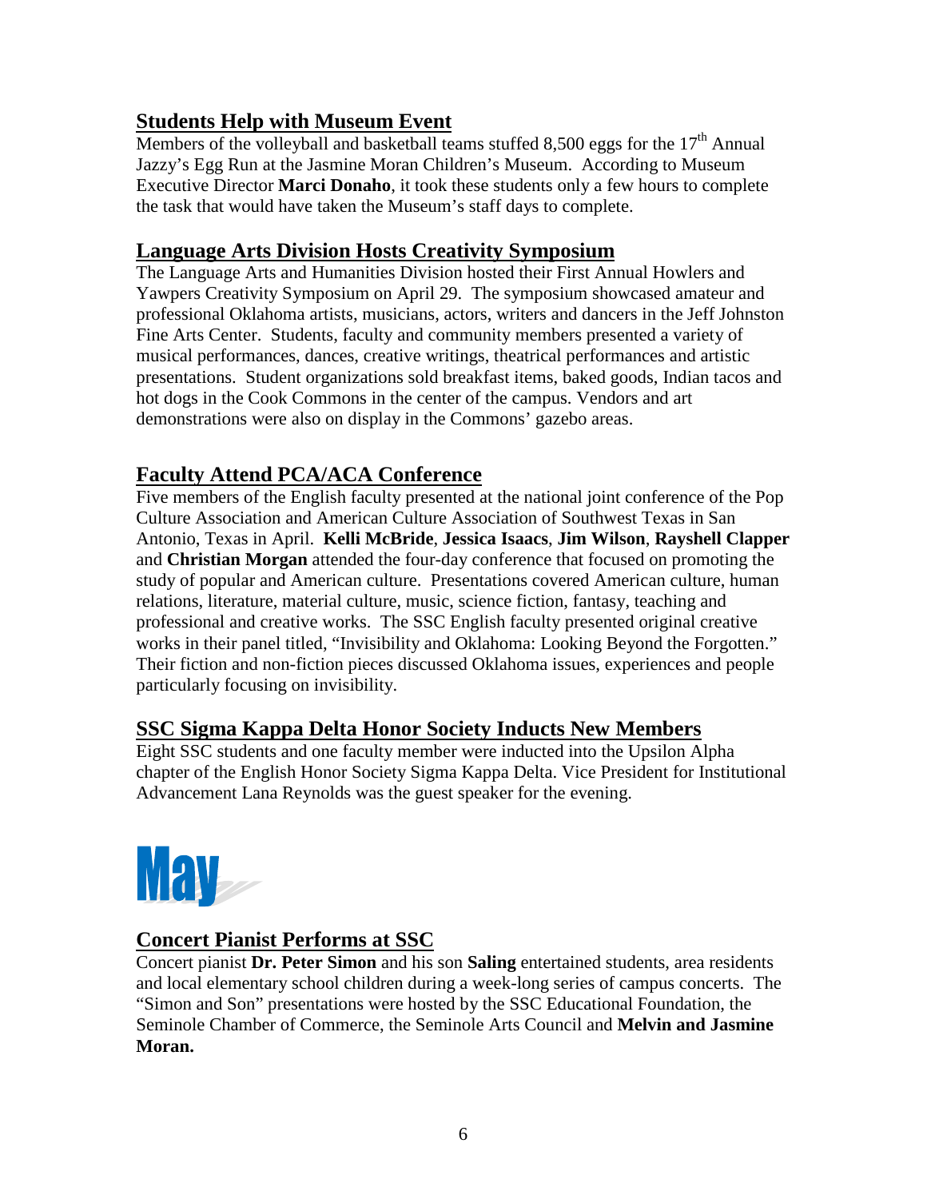## Students Help with Museum Event

Members of the volleyball and basketball teams stuffed 8,500 eggs for the 17th Annual Jazzy's Egg Run at the Jasmine Moran Children's Museum. According to Museum Executive Director **Marci Donaho**, it took these students only a few hours to complete the task that would have taken the Museum's staff days to complete.

## Language Arts Division Hosts Creativity Symposium

The Language Arts and Humanities Division hosted their First Annual Howlers and Yawpers Creativity Symposium on April 29. The symposium showcased amateur and professional Oklahoma artists, musicians, actors, writers and dancers in the Jeff Johnston Fine Arts Center. Students, faculty and community members presented a variety of musical performances, dances, creative writings, theatrical performances and artistic presentations. Student organizations sold breakfast items, baked goods, Indian tacos and hot dogs in the Cook Commons in the center of the campus. Vendors and art demonstrations were also on display in the Commons' gazebo areas.

## Faculty Attend PCA/ACA Conference

Five members of the English faculty presented at the national joint conference of the Pop Culture Association and American Culture Association of Southwest Texas in San Antonio, Texas in April. **Kelli McBride**, **Jessica Isaacs**, **Jim Wilson**, **Rayshell Clapper** and **Christian Morgan** attended the four-day conference that focused on promoting the study of popular and American culture. Presentations covered American culture, human relations, literature, material culture, music, science fiction, fantasy, teaching and professional and creative works. The SSC English faculty presented original creative works in their panel titled, "Invisibility and Oklahoma: Looking Beyond the Forgotten." Their fiction and non-fiction pieces discussed Oklahoma issues, experiences and people particularly focusing on invisibility.

## SSC Sigma Kappa Delta Honor Society Inducts New Members

Eight SSC students and one faculty member were inducted into the Upsilon Alpha chapter of the English Honor Society Sigma Kappa Delta. Vice President for Institutional Advancement Lana Reynolds was the guest speaker for the evening.

# May

## Concert Pianist Performs at SSC

Concert pianist **Dr. Peter Simon** and his son **Saling** entertained students, area residents and local elementary school children during a week-long series of campus concerts. The "Simon and Son" presentations were hosted by the SSC Educational Foundation, the Seminole Chamber of Commerce, the Seminole Arts Council and **Melvin and Jasmine Moran.**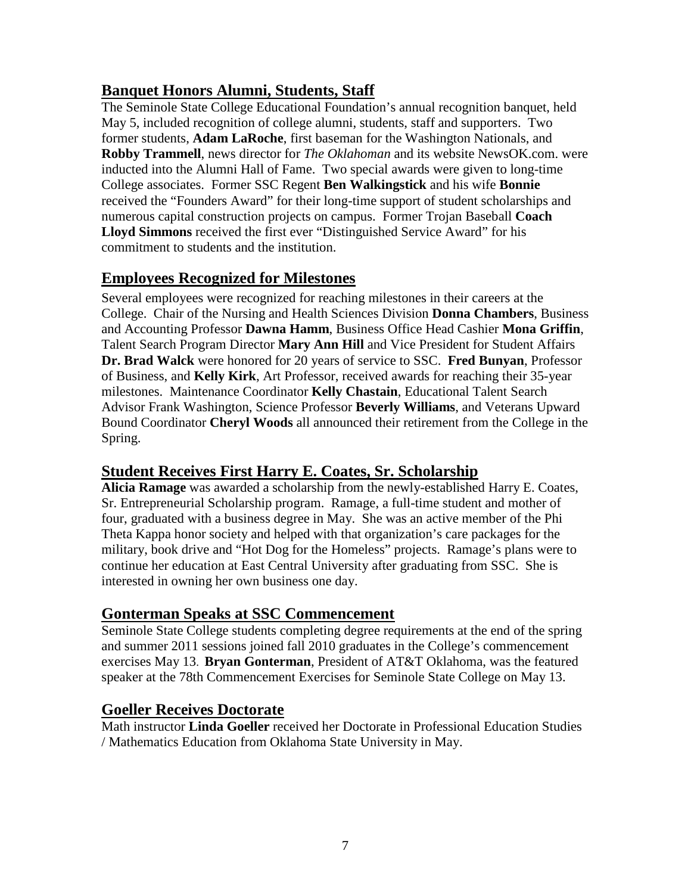## Banquet Honors Alumni, Students, Staff

The Seminole State College Educational Foundation's annual recognition banquet, held May 5, included recognition of college alumni, students, staff and supporters. Two former students, **Adam LaRoche**, first baseman for the Washington Nationals, and **Robby Trammell**, news director for *The Oklahoman* and its website NewsOK.com. were inducted into the Alumni Hall of Fame. Two special awards were given to long-time College associates. Former SSC Regent **Ben Walkingstick** and his wife **Bonnie** received the "Founders Award" for their long-time support of student scholarships and numerous capital construction projects on campus. Former Trojan Baseball **Coach Lloyd Simmons** received the first ever "Distinguished Service Award" for his commitment to students and the institution.

## Employees Recognized for Milestones

Several employees were recognized for reaching milestones in their careers at the College. Chair of the Nursing and Health Sciences Division **Donna Chambers**, Business and Accounting Professor **Dawna Hamm**, Business Office Head Cashier **Mona Griffin**, Talent Search Program Director **Mary Ann Hill** and Vice President for Student Affairs **Dr. Brad Walck** were honored for 20 years of service to SSC. **Fred Bunyan**, Professor of Business, and **Kelly Kirk**, Art Professor, received awards for reaching their 35-year milestones. Maintenance Coordinator **Kelly Chastain**, Educational Talent Search Advisor Frank Washington, Science Professor **Beverly Williams**, and Veterans Upward Bound Coordinator **Cheryl Woods** all announced their retirement from the College in the Spring.

## Student Receives First Harry E. Coates, Sr. Scholarship

**Alicia Ramage** was awarded a scholarship from the newly-established Harry E. Coates, Sr. Entrepreneurial Scholarship program. Ramage, a full-time student and mother of four, graduated with a business degree in May. She was an active member of the Phi Theta Kappa honor society and helped with that organization's care packages for the military, book drive and "Hot Dog for the Homeless" projects. Ramage's plans were to continue her education at East Central University after graduating from SSC. She is interested in owning her own business one day.

## Gonterman Speaks at SSC Commencement

Seminole State College students completing degree requirements at the end of the spring and summer 2011 sessions joined fall 2010 graduates in the College's commencement exercises May 13. **Bryan Gonterman**, President of AT&T Oklahoma, was the featured speaker at the 78th Commencement Exercises for Seminole State College on May 13.

## Goeller Receives Doctorate

Math instructor **Linda Goeller** received her Doctorate in Professional Education Studies / Mathematics Education from Oklahoma State University in May.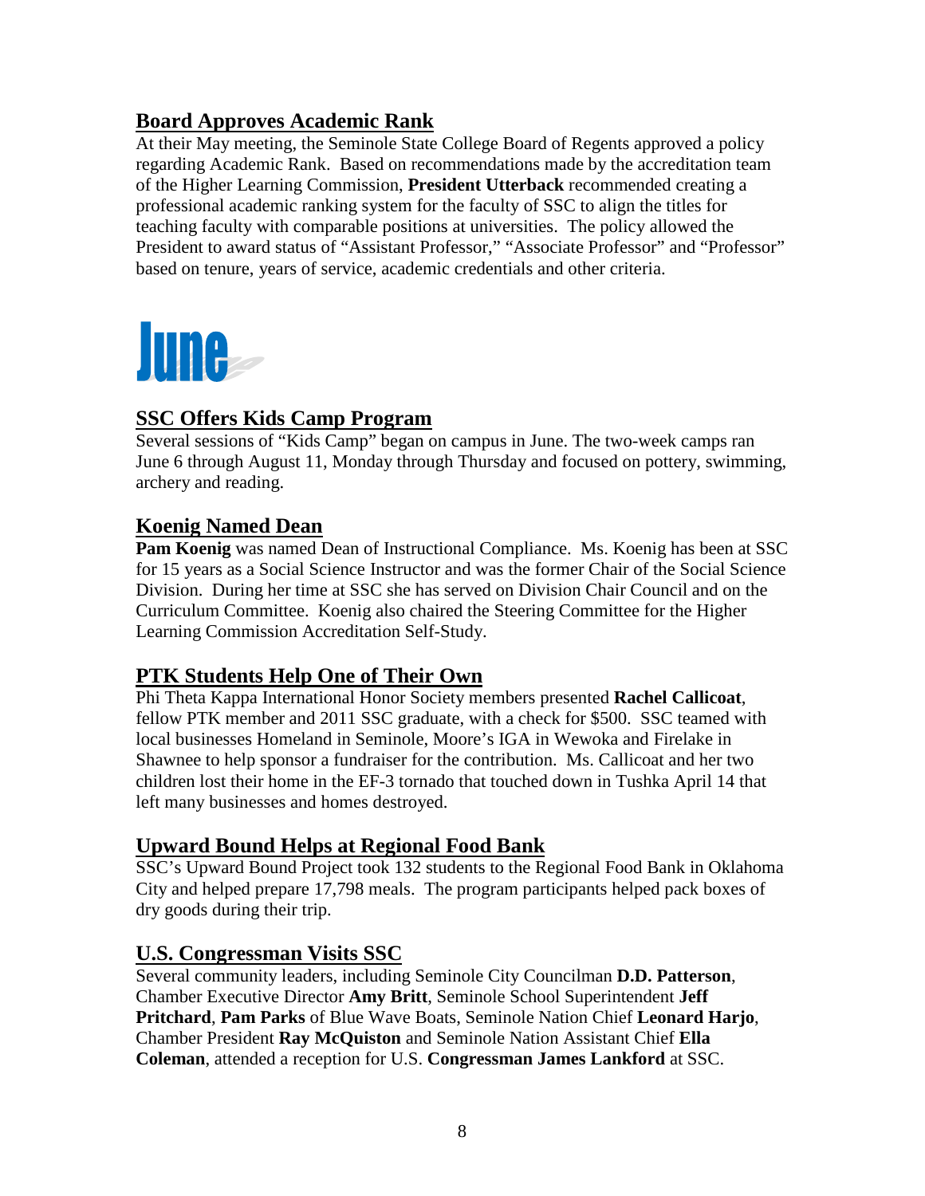## Board Approves Academic Rank

At their May meeting, the Seminole State College Board of Regents approved a policy regarding Academic Rank. Based on recommendations made by the accreditation team of the Higher Learning Commission, **President Utterback** recommended creating a professional academic ranking system for the faculty of SSC to align the titles for teaching faculty with comparable positions at universities. The policy allowed the President to award status of "Assistant Professor," "Associate Professor" and "Professor" based on tenure, years of service, academic credentials and other criteria.

# June

## SSC Offers Kids Camp Program

Several sessions of "Kids Camp" began on campus in June. The two-week camps ran June 6 through August 11, Monday through Thursday and focused on pottery, swimming, archery and reading.

## Koenig Named Dean

**Pam Koenig** was named Dean of Instructional Compliance. Ms. Koenig has been at SSC for 15 years as a Social Science Instructor and was the former Chair of the Social Science Division. During her time at SSC she has served on Division Chair Council and on the Curriculum Committee. Koenig also chaired the Steering Committee for the Higher Learning Commission Accreditation Self-Study.

## PTK Students Help One of Their Own

Phi Theta Kappa International Honor Society members presented **Rachel Callicoat**, fellow PTK member and 2011 SSC graduate, with a check for $500. SSC teamed with local businesses Homeland in Seminole, Moore's IGA in Wewoka and Firelake in Shawnee to help sponsor a fundraiser for the contribution. Ms. Callicoat and her two children lost their home in the EF-3 tornado that touched down in Tushka April 14 that left many businesses and homes destroyed.

## Upward Bound Helps at Regional Food Bank

SSC's Upward Bound Project took 132 students to the Regional Food Bank in Oklahoma City and helped prepare 17,798 meals. The program participants helped pack boxes of dry goods during their trip.

## U.S. Congressman Visits SSC

Several community leaders, including Seminole City Councilman **D.D. Patterson**, Chamber Executive Director **Amy Britt**, Seminole School Superintendent **Jeff Pritchard**, **Pam Parks** of Blue Wave Boats, Seminole Nation Chief **Leonard Harjo**, Chamber President **Ray McQuiston** and Seminole Nation Assistant Chief **Ella Coleman**, attended a reception for U.S. **Congressman James Lankford** at SSC.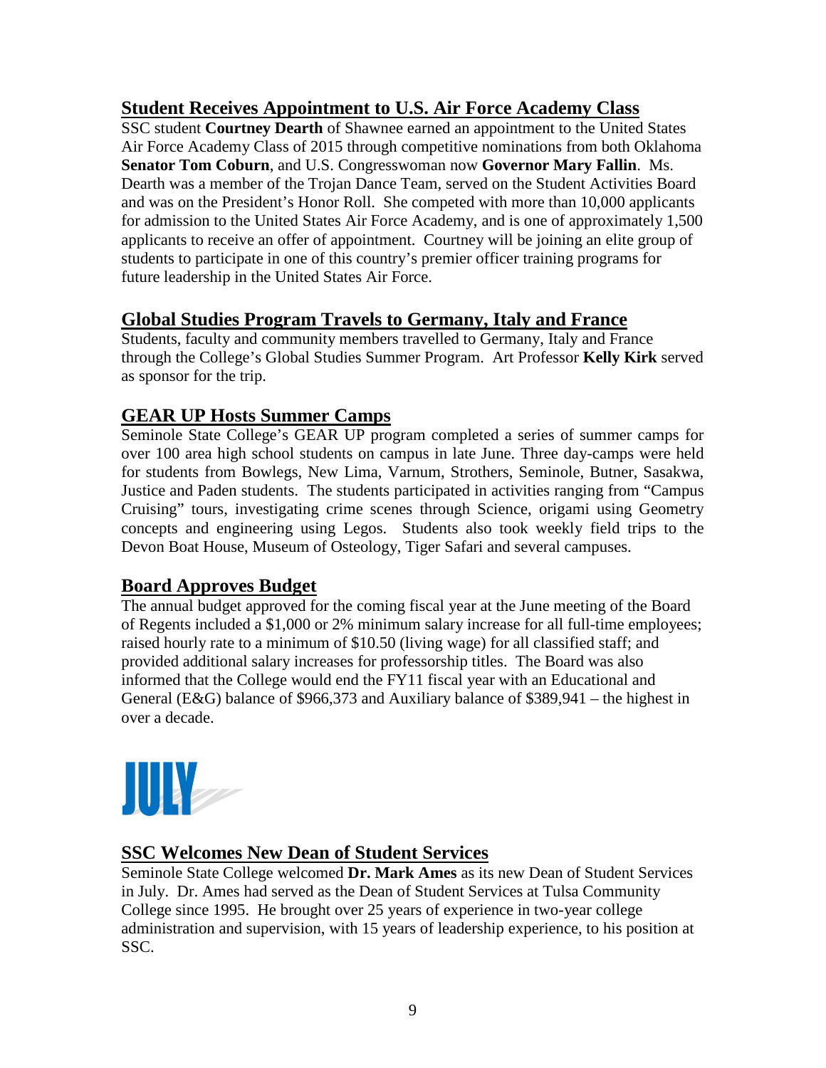## Student Receives Appointment to U.S. Air Force Academy Class

SSC student **Courtney Dearth** of Shawnee earned an appointment to the United States Air Force Academy Class of 2015 through competitive nominations from both Oklahoma **Senator Tom Coburn**, and U.S. Congresswoman now **Governor Mary Fallin**. Ms. Dearth was a member of the Trojan Dance Team, served on the Student Activities Board and was on the President's Honor Roll. She competed with more than 10,000 applicants for admission to the United States Air Force Academy, and is one of approximately 1,500 applicants to receive an offer of appointment. Courtney will be joining an elite group of students to participate in one of this country's premier officer training programs for future leadership in the United States Air Force.

## Global Studies Program Travels to Germany, Italy and France

Students, faculty and community members travelled to Germany, Italy and France through the College's Global Studies Summer Program. Art Professor **Kelly Kirk** served as sponsor for the trip.

## GEAR UP Hosts Summer Camps

Seminole State College's GEAR UP program completed a series of summer camps for over 100 area high school students on campus in late June. Three day-camps were held for students from Bowlegs, New Lima, Varnum, Strothers, Seminole, Butner, Sasakwa, Justice and Paden students. The students participated in activities ranging from "Campus Cruising" tours, investigating crime scenes through Science, origami using Geometry concepts and engineering using Legos. Students also took weekly field trips to the Devon Boat House, Museum of Osteology, Tiger Safari and several campuses.

## Board Approves Budget

The annual budget approved for the coming fiscal year at the June meeting of the Board of Regents included a $1,000 or 2% minimum salary increase for all full-time employees; raised hourly rate to a minimum of $10.50 (living wage) for all classified staff; and provided additional salary increases for professorship titles. The Board was also informed that the College would end the FY11 fiscal year with an Educational and General (E&G) balance of $966,373 and Auxiliary balance of $389,941 – the highest in over a decade.

# JULY

## SSC Welcomes New Dean of Student Services

Seminole State College welcomed **Dr. Mark Ames** as its new Dean of Student Services in July. Dr. Ames had served as the Dean of Student Services at Tulsa Community College since 1995. He brought over 25 years of experience in two-year college administration and supervision, with 15 years of leadership experience, to his position at SSC.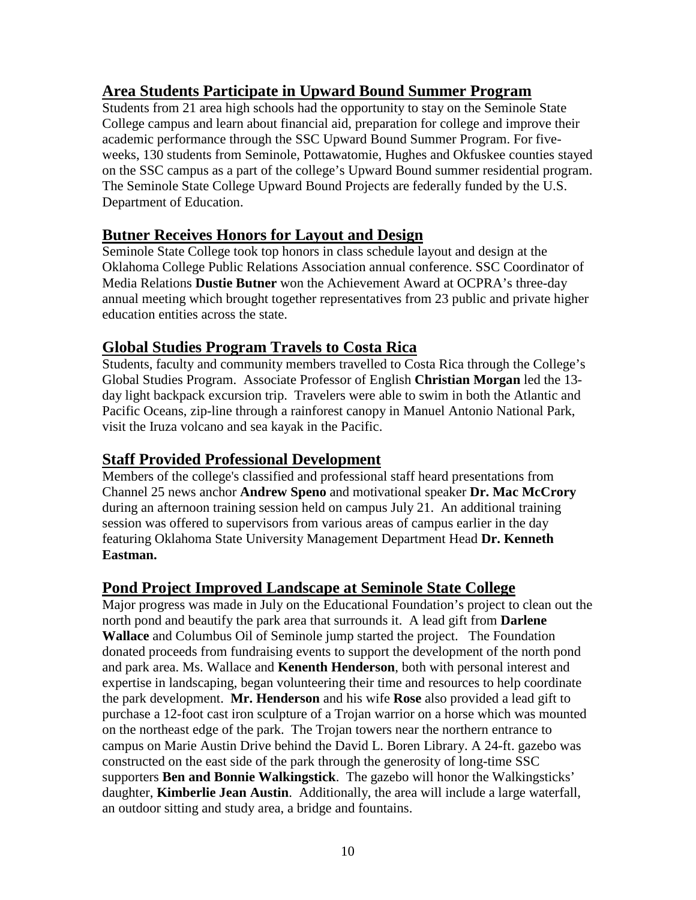## Area Students Participate in Upward Bound Summer Program

Students from 21 area high schools had the opportunity to stay on the Seminole State College campus and learn about financial aid, preparation for college and improve their academic performance through the SSC Upward Bound Summer Program. For five-weeks, 130 students from Seminole, Pottawatomie, Hughes and Okfuskee counties stayed on the SSC campus as a part of the college's Upward Bound summer residential program. The Seminole State College Upward Bound Projects are federally funded by the U.S. Department of Education.

## Butner Receives Honors for Layout and Design

Seminole State College took top honors in class schedule layout and design at the Oklahoma College Public Relations Association annual conference. SSC Coordinator of Media Relations **Dustie Butner** won the Achievement Award at OCPRA's three-day annual meeting which brought together representatives from 23 public and private higher education entities across the state.

## Global Studies Program Travels to Costa Rica

Students, faculty and community members travelled to Costa Rica through the College's Global Studies Program. Associate Professor of English **Christian Morgan** led the 13-day light backpack excursion trip. Travelers were able to swim in both the Atlantic and Pacific Oceans, zip-line through a rainforest canopy in Manuel Antonio National Park, visit the Iruza volcano and sea kayak in the Pacific.

## Staff Provided Professional Development

Members of the college's classified and professional staff heard presentations from Channel 25 news anchor **Andrew Speno** and motivational speaker **Dr. Mac McCrory** during an afternoon training session held on campus July 21. An additional training session was offered to supervisors from various areas of campus earlier in the day featuring Oklahoma State University Management Department Head **Dr. Kenneth Eastman.**

## Pond Project Improved Landscape at Seminole State College

Major progress was made in July on the Educational Foundation's project to clean out the north pond and beautify the park area that surrounds it. A lead gift from **Darlene Wallace** and Columbus Oil of Seminole jump started the project. The Foundation donated proceeds from fundraising events to support the development of the north pond and park area. Ms. Wallace and **Kenenth Henderson**, both with personal interest and expertise in landscaping, began volunteering their time and resources to help coordinate the park development. **Mr. Henderson** and his wife **Rose** also provided a lead gift to purchase a 12-foot cast iron sculpture of a Trojan warrior on a horse which was mounted on the northeast edge of the park. The Trojan towers near the northern entrance to campus on Marie Austin Drive behind the David L. Boren Library. A 24-ft. gazebo was constructed on the east side of the park through the generosity of long-time SSC supporters **Ben and Bonnie Walkingstick**. The gazebo will honor the Walkingsticks' daughter, **Kimberlie Jean Austin**. Additionally, the area will include a large waterfall, an outdoor sitting and study area, a bridge and fountains.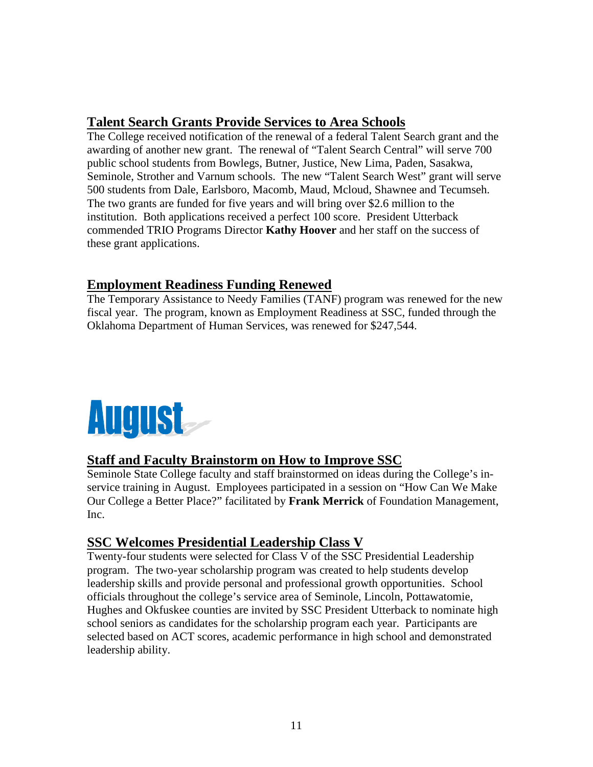## Talent Search Grants Provide Services to Area Schools

The College received notification of the renewal of a federal Talent Search grant and the awarding of another new grant. The renewal of "Talent Search Central" will serve 700 public school students from Bowlegs, Butner, Justice, New Lima, Paden, Sasakwa, Seminole, Strother and Varnum schools. The new "Talent Search West" grant will serve 500 students from Dale, Earlsboro, Macomb, Maud, Mcloud, Shawnee and Tecumseh. The two grants are funded for five years and will bring over $2.6 million to the institution. Both applications received a perfect 100 score. President Utterback commended TRIO Programs Director **Kathy Hoover** and her staff on the success of these grant applications.

## Employment Readiness Funding Renewed

The Temporary Assistance to Needy Families (TANF) program was renewed for the new fiscal year. The program, known as Employment Readiness at SSC, funded through the Oklahoma Department of Human Services, was renewed for $247,544.

# August

## Staff and Faculty Brainstorm on How to Improve SSC

Seminole State College faculty and staff brainstormed on ideas during the College's in-service training in August. Employees participated in a session on "How Can We Make Our College a Better Place?" facilitated by **Frank Merrick** of Foundation Management, Inc.

## SSC Welcomes Presidential Leadership Class V

Twenty-four students were selected for Class V of the SSC Presidential Leadership program. The two-year scholarship program was created to help students develop leadership skills and provide personal and professional growth opportunities. School officials throughout the college's service area of Seminole, Lincoln, Pottawatomie, Hughes and Okfuskee counties are invited by SSC President Utterback to nominate high school seniors as candidates for the scholarship program each year. Participants are selected based on ACT scores, academic performance in high school and demonstrated leadership ability.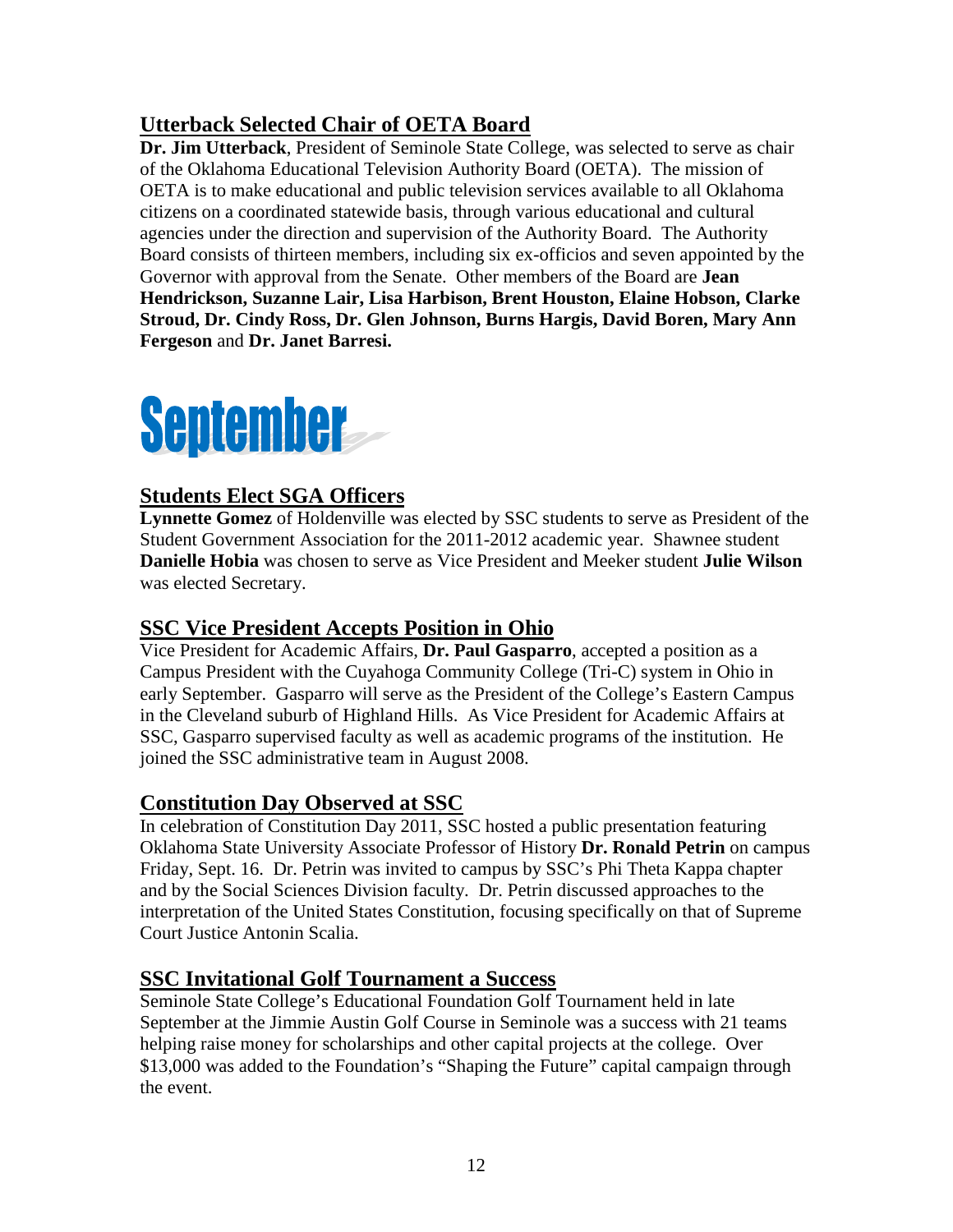## Utterback Selected Chair of OETA Board

**Dr. Jim Utterback**, President of Seminole State College, was selected to serve as chair of the Oklahoma Educational Television Authority Board (OETA). The mission of OETA is to make educational and public television services available to all Oklahoma citizens on a coordinated statewide basis, through various educational and cultural agencies under the direction and supervision of the Authority Board. The Authority Board consists of thirteen members, including six ex-officios and seven appointed by the Governor with approval from the Senate. Other members of the Board are **Jean Hendrickson, Suzanne Lair, Lisa Harbison, Brent Houston, Elaine Hobson, Clarke Stroud, Dr. Cindy Ross, Dr. Glen Johnson, Burns Hargis, David Boren, Mary Ann Fergeson** and **Dr. Janet Barresi.**

# September

## Students Elect SGA Officers

**Lynnette Gomez** of Holdenville was elected by SSC students to serve as President of the Student Government Association for the 2011-2012 academic year. Shawnee student **Danielle Hobia** was chosen to serve as Vice President and Meeker student **Julie Wilson** was elected Secretary.

## SSC Vice President Accepts Position in Ohio

Vice President for Academic Affairs, **Dr. Paul Gasparro**, accepted a position as a Campus President with the Cuyahoga Community College (Tri-C) system in Ohio in early September. Gasparro will serve as the President of the College's Eastern Campus in the Cleveland suburb of Highland Hills. As Vice President for Academic Affairs at SSC, Gasparro supervised faculty as well as academic programs of the institution. He joined the SSC administrative team in August 2008.

## Constitution Day Observed at SSC

In celebration of Constitution Day 2011, SSC hosted a public presentation featuring Oklahoma State University Associate Professor of History **Dr. Ronald Petrin** on campus Friday, Sept. 16. Dr. Petrin was invited to campus by SSC's Phi Theta Kappa chapter and by the Social Sciences Division faculty. Dr. Petrin discussed approaches to the interpretation of the United States Constitution, focusing specifically on that of Supreme Court Justice Antonin Scalia.

## SSC Invitational Golf Tournament a Success

Seminole State College's Educational Foundation Golf Tournament held in late September at the Jimmie Austin Golf Course in Seminole was a success with 21 teams helping raise money for scholarships and other capital projects at the college. Over $13,000 was added to the Foundation's "Shaping the Future" capital campaign through the event.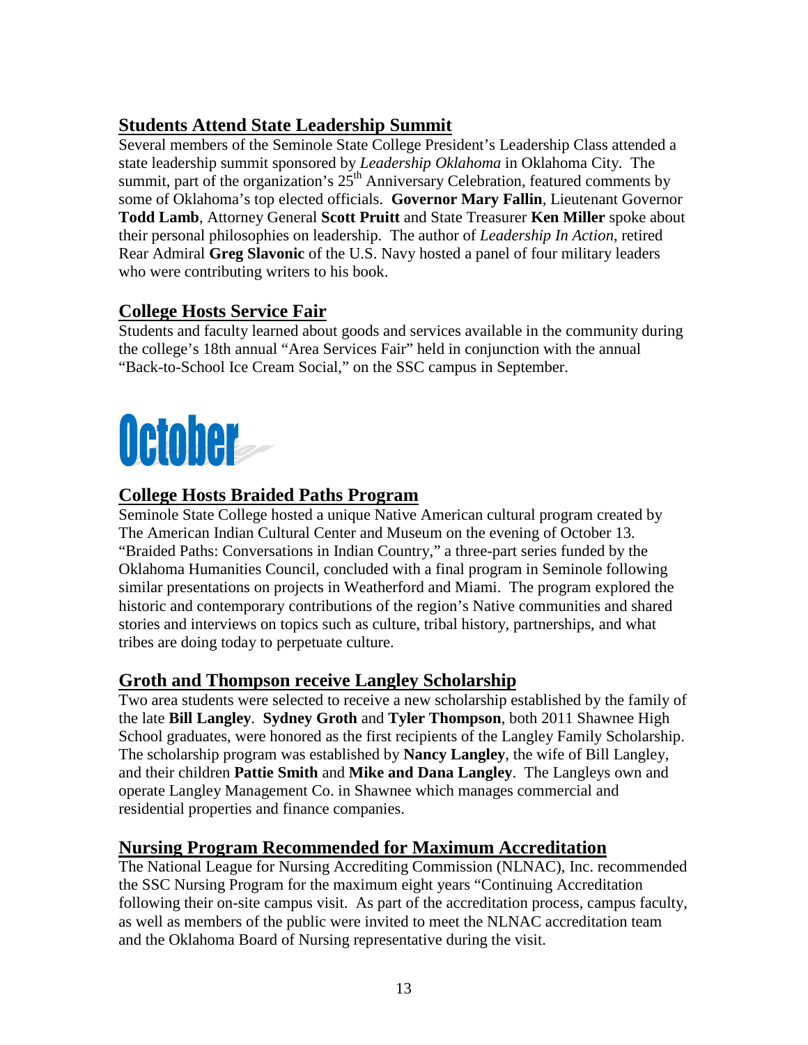## Students Attend State Leadership Summit

Several members of the Seminole State College President's Leadership Class attended a state leadership summit sponsored by *Leadership Oklahoma* in Oklahoma City. The summit, part of the organization's 25th Anniversary Celebration, featured comments by some of Oklahoma's top elected officials. **Governor Mary Fallin**, Lieutenant Governor **Todd Lamb**, Attorney General **Scott Pruitt** and State Treasurer **Ken Miller** spoke about their personal philosophies on leadership. The author of *Leadership In Action*, retired Rear Admiral **Greg Slavonic** of the U.S. Navy hosted a panel of four military leaders who were contributing writers to his book.

## College Hosts Service Fair

Students and faculty learned about goods and services available in the community during the college's 18th annual "Area Services Fair" held in conjunction with the annual "Back-to-School Ice Cream Social," on the SSC campus in September.

# October

## College Hosts Braided Paths Program

Seminole State College hosted a unique Native American cultural program created by The American Indian Cultural Center and Museum on the evening of October 13. "Braided Paths: Conversations in Indian Country," a three-part series funded by the Oklahoma Humanities Council, concluded with a final program in Seminole following similar presentations on projects in Weatherford and Miami. The program explored the historic and contemporary contributions of the region's Native communities and shared stories and interviews on topics such as culture, tribal history, partnerships, and what tribes are doing today to perpetuate culture.

## Groth and Thompson receive Langley Scholarship

Two area students were selected to receive a new scholarship established by the family of the late **Bill Langley**. **Sydney Groth** and **Tyler Thompson**, both 2011 Shawnee High School graduates, were honored as the first recipients of the Langley Family Scholarship. The scholarship program was established by **Nancy Langley**, the wife of Bill Langley, and their children **Pattie Smith** and **Mike and Dana Langley**. The Langleys own and operate Langley Management Co. in Shawnee which manages commercial and residential properties and finance companies.

## Nursing Program Recommended for Maximum Accreditation

The National League for Nursing Accrediting Commission (NLNAC), Inc. recommended the SSC Nursing Program for the maximum eight years "Continuing Accreditation following their on-site campus visit. As part of the accreditation process, campus faculty, as well as members of the public were invited to meet the NLNAC accreditation team and the Oklahoma Board of Nursing representative during the visit.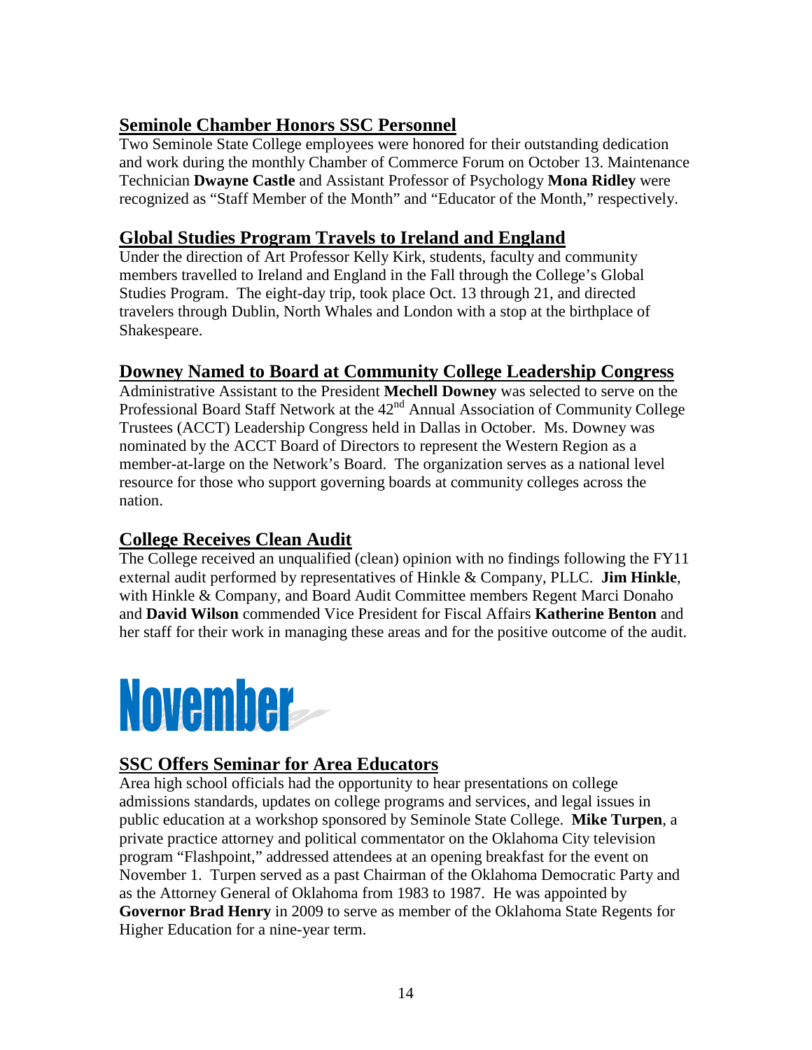## Seminole Chamber Honors SSC Personnel

Two Seminole State College employees were honored for their outstanding dedication and work during the monthly Chamber of Commerce Forum on October 13. Maintenance Technician **Dwayne Castle** and Assistant Professor of Psychology **Mona Ridley** were recognized as "Staff Member of the Month" and "Educator of the Month," respectively.

## Global Studies Program Travels to Ireland and England

Under the direction of Art Professor Kelly Kirk, students, faculty and community members travelled to Ireland and England in the Fall through the College's Global Studies Program. The eight-day trip, took place Oct. 13 through 21, and directed travelers through Dublin, North Whales and London with a stop at the birthplace of Shakespeare.

## Downey Named to Board at Community College Leadership Congress

Administrative Assistant to the President **Mechell Downey** was selected to serve on the Professional Board Staff Network at the 42nd Annual Association of Community College Trustees (ACCT) Leadership Congress held in Dallas in October. Ms. Downey was nominated by the ACCT Board of Directors to represent the Western Region as a member-at-large on the Network's Board. The organization serves as a national level resource for those who support governing boards at community colleges across the nation.

## College Receives Clean Audit

The College received an unqualified (clean) opinion with no findings following the FY11 external audit performed by representatives of Hinkle & Company, PLLC. **Jim Hinkle**, with Hinkle & Company, and Board Audit Committee members Regent Marci Donaho and **David Wilson** commended Vice President for Fiscal Affairs **Katherine Benton** and her staff for their work in managing these areas and for the positive outcome of the audit.

# November

## SSC Offers Seminar for Area Educators

Area high school officials had the opportunity to hear presentations on college admissions standards, updates on college programs and services, and legal issues in public education at a workshop sponsored by Seminole State College. **Mike Turpen**, a private practice attorney and political commentator on the Oklahoma City television program "Flashpoint," addressed attendees at an opening breakfast for the event on November 1. Turpen served as a past Chairman of the Oklahoma Democratic Party and as the Attorney General of Oklahoma from 1983 to 1987. He was appointed by **Governor Brad Henry** in 2009 to serve as member of the Oklahoma State Regents for Higher Education for a nine-year term.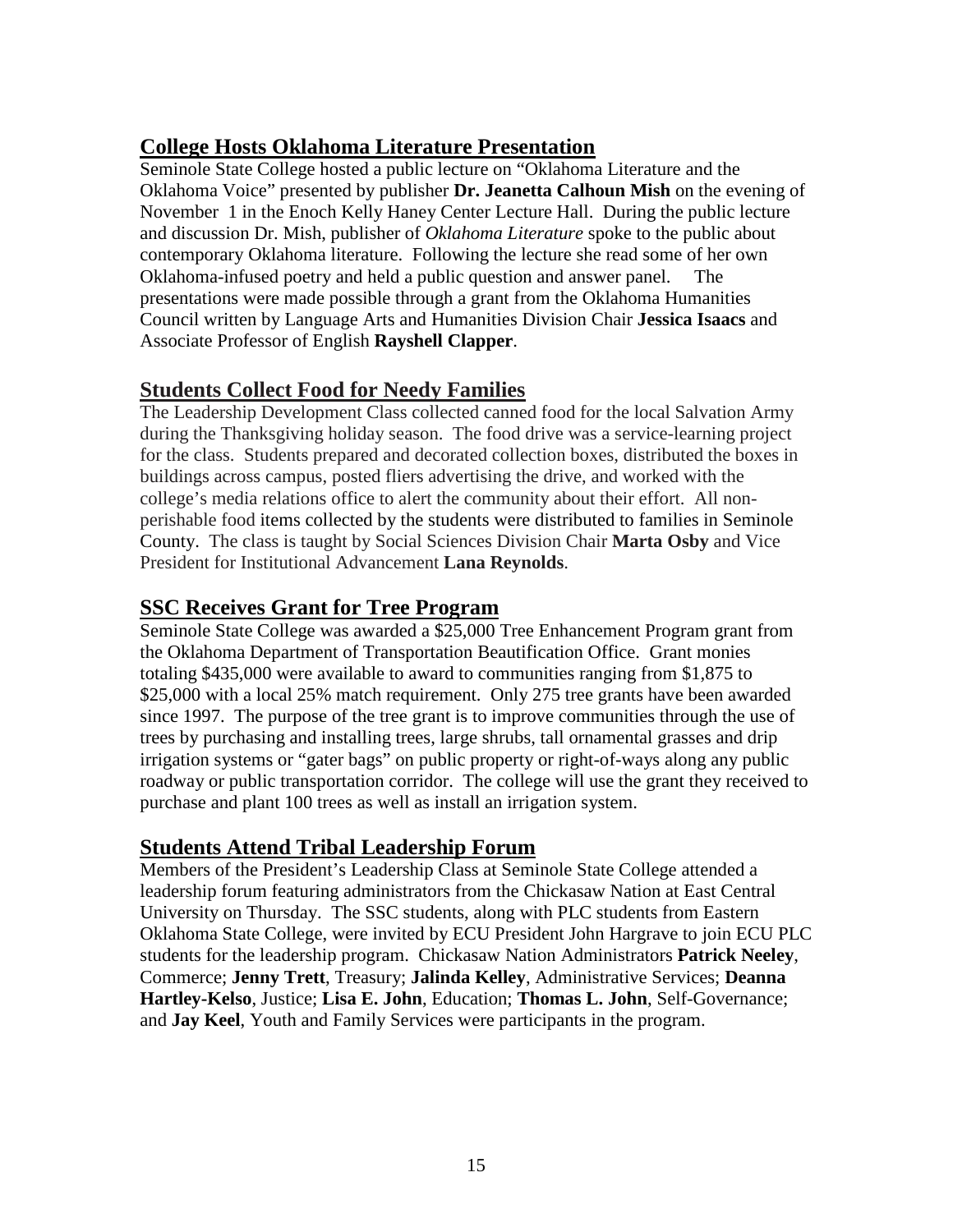## College Hosts Oklahoma Literature Presentation

Seminole State College hosted a public lecture on "Oklahoma Literature and the Oklahoma Voice" presented by publisher **Dr. Jeanetta Calhoun Mish** on the evening of November 1 in the Enoch Kelly Haney Center Lecture Hall. During the public lecture and discussion Dr. Mish, publisher of *Oklahoma Literature* spoke to the public about contemporary Oklahoma literature. Following the lecture she read some of her own Oklahoma-infused poetry and held a public question and answer panel. The presentations were made possible through a grant from the Oklahoma Humanities Council written by Language Arts and Humanities Division Chair **Jessica Isaacs** and Associate Professor of English **Rayshell Clapper**.

## Students Collect Food for Needy Families

The Leadership Development Class collected canned food for the local Salvation Army during the Thanksgiving holiday season. The food drive was a service-learning project for the class. Students prepared and decorated collection boxes, distributed the boxes in buildings across campus, posted fliers advertising the drive, and worked with the college's media relations office to alert the community about their effort. All non-perishable food items collected by the students were distributed to families in Seminole County. The class is taught by Social Sciences Division Chair **Marta Osby** and Vice President for Institutional Advancement **Lana Reynolds**.

## SSC Receives Grant for Tree Program

Seminole State College was awarded a $25,000 Tree Enhancement Program grant from the Oklahoma Department of Transportation Beautification Office. Grant monies totaling $435,000 were available to award to communities ranging from $1,875 to $25,000 with a local 25% match requirement. Only 275 tree grants have been awarded since 1997. The purpose of the tree grant is to improve communities through the use of trees by purchasing and installing trees, large shrubs, tall ornamental grasses and drip irrigation systems or "gater bags" on public property or right-of-ways along any public roadway or public transportation corridor. The college will use the grant they received to purchase and plant 100 trees as well as install an irrigation system.

## Students Attend Tribal Leadership Forum

Members of the President's Leadership Class at Seminole State College attended a leadership forum featuring administrators from the Chickasaw Nation at East Central University on Thursday. The SSC students, along with PLC students from Eastern Oklahoma State College, were invited by ECU President John Hargrave to join ECU PLC students for the leadership program. Chickasaw Nation Administrators **Patrick Neeley**, Commerce; **Jenny Trett**, Treasury; **Jalinda Kelley**, Administrative Services; **Deanna Hartley-Kelso**, Justice; **Lisa E. John**, Education; **Thomas L. John**, Self-Governance; and **Jay Keel**, Youth and Family Services were participants in the program.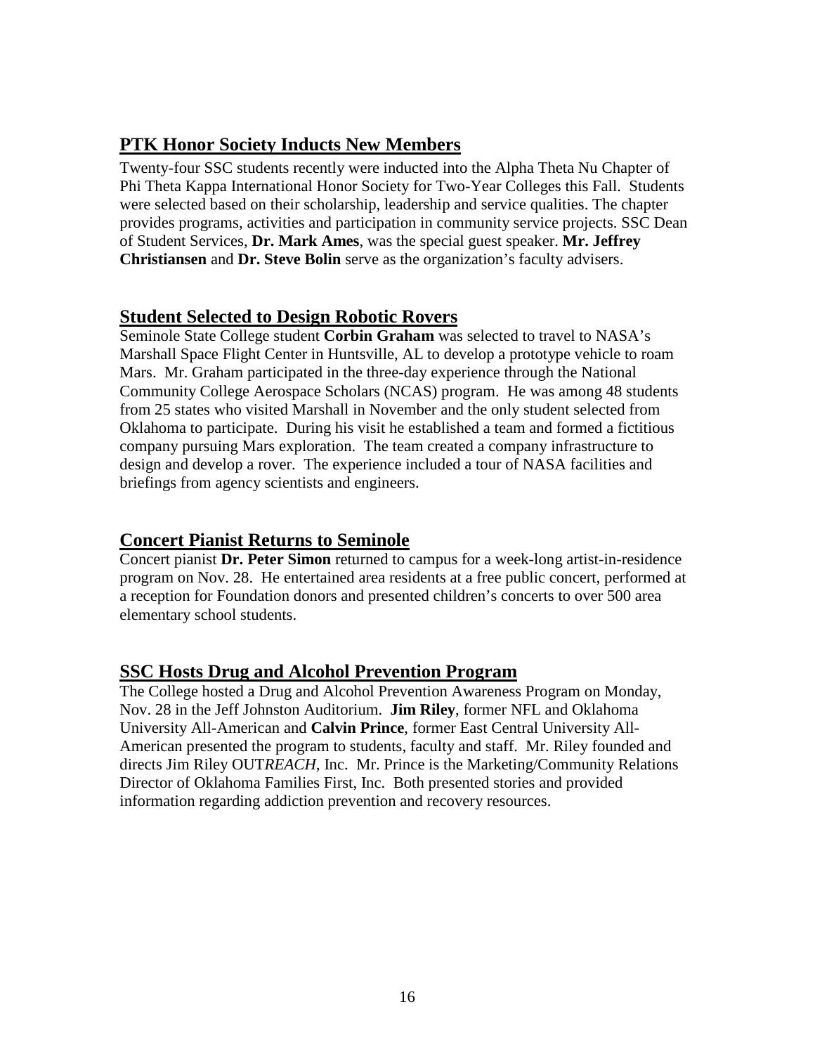## PTK Honor Society Inducts New Members

Twenty-four SSC students recently were inducted into the Alpha Theta Nu Chapter of Phi Theta Kappa International Honor Society for Two-Year Colleges this Fall. Students were selected based on their scholarship, leadership and service qualities. The chapter provides programs, activities and participation in community service projects. SSC Dean of Student Services, **Dr. Mark Ames**, was the special guest speaker. **Mr. Jeffrey Christiansen** and **Dr. Steve Bolin** serve as the organization's faculty advisers.

## Student Selected to Design Robotic Rovers

Seminole State College student **Corbin Graham** was selected to travel to NASA's Marshall Space Flight Center in Huntsville, AL to develop a prototype vehicle to roam Mars. Mr. Graham participated in the three-day experience through the National Community College Aerospace Scholars (NCAS) program. He was among 48 students from 25 states who visited Marshall in November and the only student selected from Oklahoma to participate. During his visit he established a team and formed a fictitious company pursuing Mars exploration. The team created a company infrastructure to design and develop a rover. The experience included a tour of NASA facilities and briefings from agency scientists and engineers.

## Concert Pianist Returns to Seminole

Concert pianist **Dr. Peter Simon** returned to campus for a week-long artist-in-residence program on Nov. 28. He entertained area residents at a free public concert, performed at a reception for Foundation donors and presented children's concerts to over 500 area elementary school students.

## SSC Hosts Drug and Alcohol Prevention Program

The College hosted a Drug and Alcohol Prevention Awareness Program on Monday, Nov. 28 in the Jeff Johnston Auditorium. **Jim Riley**, former NFL and Oklahoma University All-American and **Calvin Prince**, former East Central University All-American presented the program to students, faculty and staff. Mr. Riley founded and directs Jim Riley OUT*REACH*, Inc. Mr. Prince is the Marketing/Community Relations Director of Oklahoma Families First, Inc. Both presented stories and provided information regarding addiction prevention and recovery resources.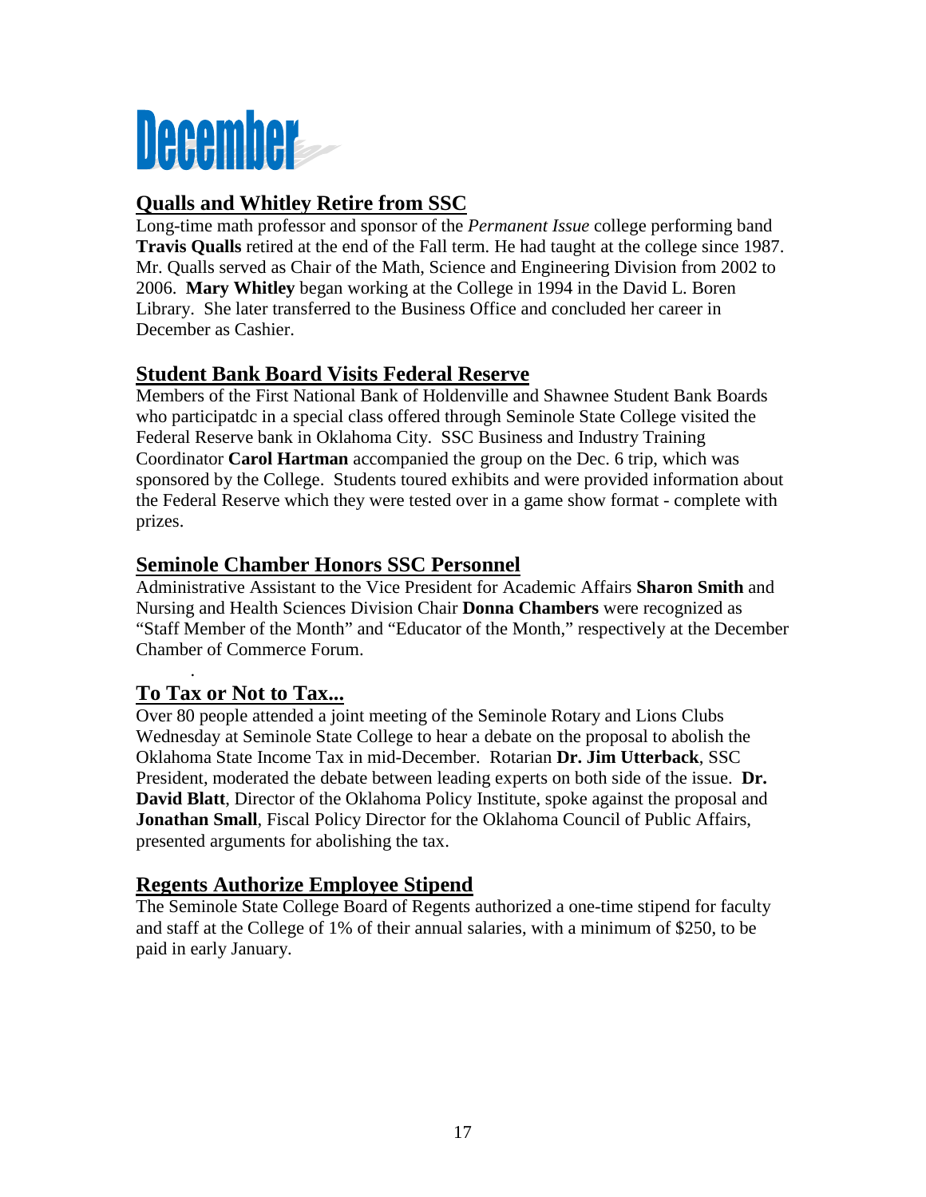# December

## Qualls and Whitley Retire from SSC

Long-time math professor and sponsor of the *Permanent Issue* college performing band **Travis Qualls** retired at the end of the Fall term. He had taught at the college since 1987. Mr. Qualls served as Chair of the Math, Science and Engineering Division from 2002 to 2006. **Mary Whitley** began working at the College in 1994 in the David L. Boren Library. She later transferred to the Business Office and concluded her career in December as Cashier.

## Student Bank Board Visits Federal Reserve

Members of the First National Bank of Holdenville and Shawnee Student Bank Boards who participatdc in a special class offered through Seminole State College visited the Federal Reserve bank in Oklahoma City. SSC Business and Industry Training Coordinator **Carol Hartman** accompanied the group on the Dec. 6 trip, which was sponsored by the College. Students toured exhibits and were provided information about the Federal Reserve which they were tested over in a game show format - complete with prizes.

## Seminole Chamber Honors SSC Personnel

Administrative Assistant to the Vice President for Academic Affairs **Sharon Smith** and Nursing and Health Sciences Division Chair **Donna Chambers** were recognized as "Staff Member of the Month" and "Educator of the Month," respectively at the December Chamber of Commerce Forum.

## To Tax or Not to Tax...

Over 80 people attended a joint meeting of the Seminole Rotary and Lions Clubs Wednesday at Seminole State College to hear a debate on the proposal to abolish the Oklahoma State Income Tax in mid-December. Rotarian **Dr. Jim Utterback**, SSC President, moderated the debate between leading experts on both side of the issue. **Dr. David Blatt**, Director of the Oklahoma Policy Institute, spoke against the proposal and **Jonathan Small**, Fiscal Policy Director for the Oklahoma Council of Public Affairs, presented arguments for abolishing the tax.

## Regents Authorize Employee Stipend

The Seminole State College Board of Regents authorized a one-time stipend for faculty and staff at the College of 1% of their annual salaries, with a minimum of $250, to be paid in early January.